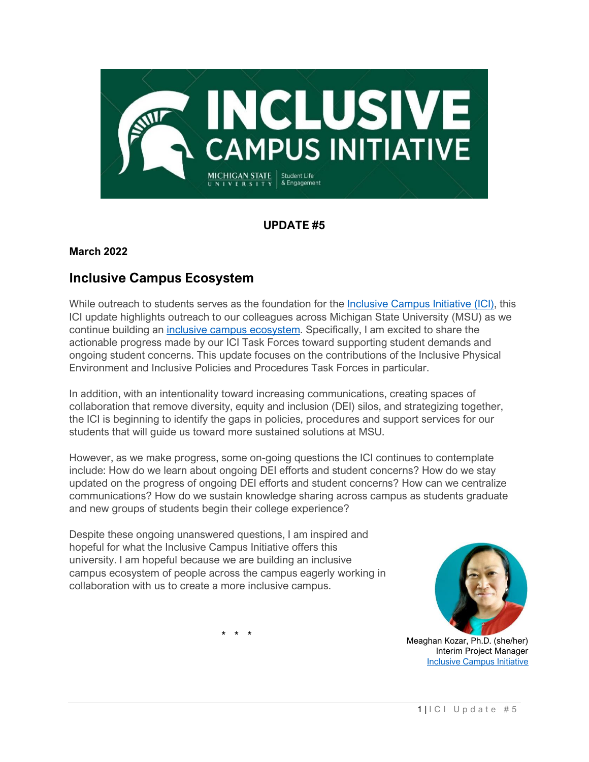**UPDATE #5**

**March 2022**

## Inclusive Campus Ecosystem

While outreach to students serves as the foundation for the Inclusive Campus Initiative (ICI), this ICI update highlights outreach to our colleagues across Michigan State University (MSU) as we continue building an inclusive campus ecosystem. Specifically, I am excited to share the actionable progress made by our ICI Task Forces toward supporting student demands and ongoing student concerns. This update focuses on the contributions of the Inclusive Physical Environment and Inclusive Policies and Procedures Task Forces in particular.

In addition, with an intentionality toward increasing communications, creating spaces of collaboration that remove diversity, equity and inclusion (DEI) silos, and strategizing together, the ICI is beginning to identify the gaps in policies, procedures and support services for our students that will guide us toward more sustained solutions at MSU.

However, as we make progress, some on-going questions the ICI continues to contemplate include: How do we learn about ongoing DEI efforts and student concerns? How do we stay updated on the progress of ongoing DEI efforts and student concerns? How can we centralize communications? How do we sustain knowledge sharing across campus as students graduate and new groups of students begin their college experience?

Despite these ongoing unanswered questions, I am inspired and hopeful for what the Inclusive Campus Initiative offers this university. I am hopeful because we are building an inclusive campus ecosystem of people across the campus eagerly working in collaboration with us to create a more inclusive campus.

Meaghan Kozar, Ph.D. (she/her)
Interim Project Manager
Inclusive Campus Initiative

\* \* \*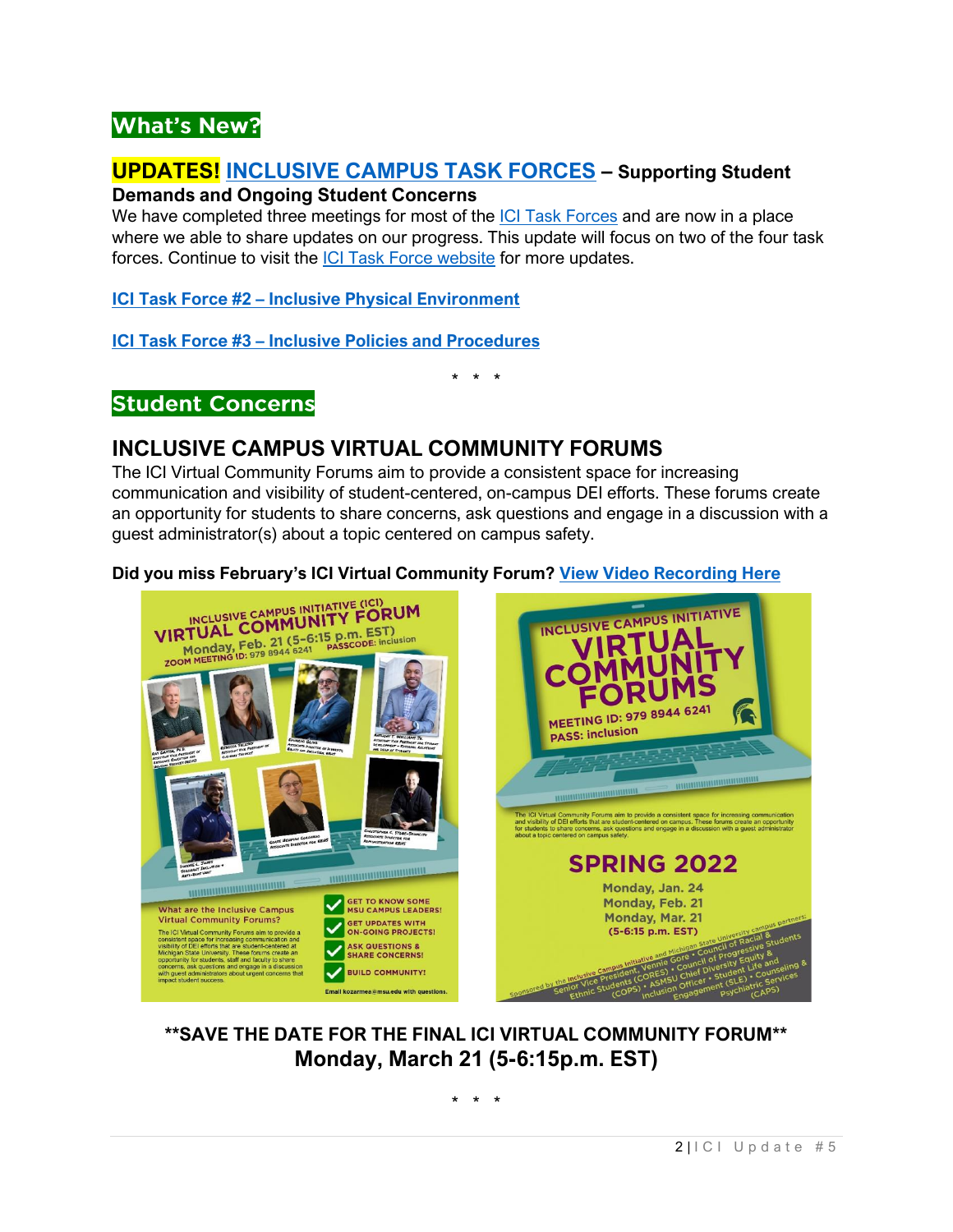## What's New?

### UPDATES! INCLUSIVE CAMPUS TASK FORCES – Supporting Student Demands and Ongoing Student Concerns

We have completed three meetings for most of the ICI Task Forces and are now in a place where we able to share updates on our progress. This update will focus on two of the four task forces. Continue to visit the ICI Task Force website for more updates.

**ICI Task Force #2 – Inclusive Physical Environment**

**ICI Task Force #3 – Inclusive Policies and Procedures**

\* \* \*

## Student Concerns

### INCLUSIVE CAMPUS VIRTUAL COMMUNITY FORUMS

The ICI Virtual Community Forums aim to provide a consistent space for increasing communication and visibility of student-centered, on-campus DEI efforts. These forums create an opportunity for students to share concerns, ask questions and engage in a discussion with a guest administrator(s) about a topic centered on campus safety.

**Did you miss February's ICI Virtual Community Forum? View Video Recording Here**

**\*\*SAVE THE DATE FOR THE FINAL ICI VIRTUAL COMMUNITY FORUM\*\***

**Monday, March 21 (5-6:15p.m. EST)**

\* \* \*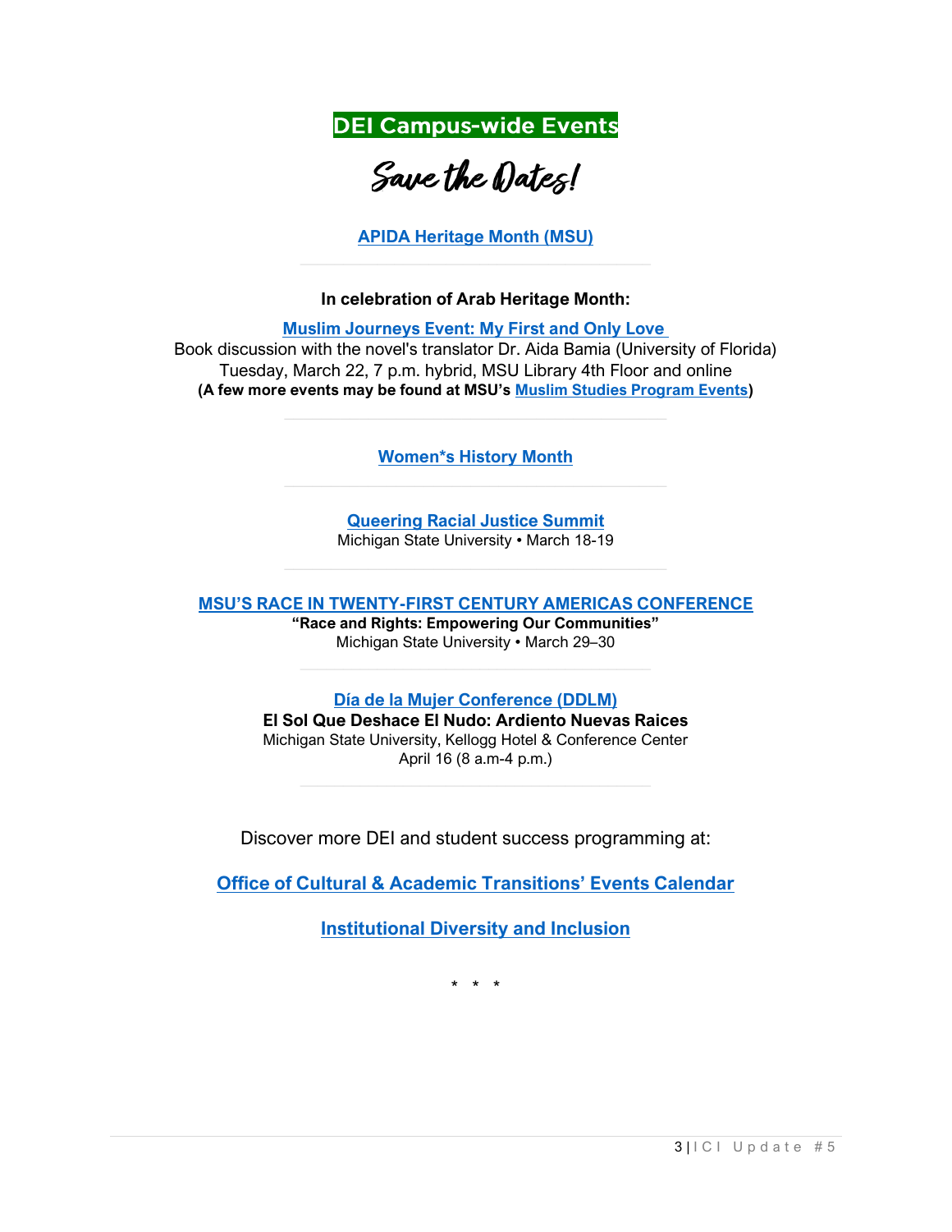## DEI Campus-wide Events

# Save the Dates!

**APIDA Heritage Month (MSU)**

---

**In celebration of Arab Heritage Month:**

**Muslim Journeys Event: My First and Only Love**
Book discussion with the novel's translator Dr. Aida Bamia (University of Florida)
Tuesday, March 22, 7 p.m. hybrid, MSU Library 4th Floor and online
**(A few more events may be found at MSU's Muslim Studies Program Events)**

---

**Women*s History Month**

---

**Queering Racial Justice Summit**
Michigan State University • March 18-19

---

**MSU'S RACE IN TWENTY-FIRST CENTURY AMERICAS CONFERENCE**
**"Race and Rights: Empowering Our Communities"**
Michigan State University • March 29–30

---

**Día de la Mujer Conference (DDLM)**
**El Sol Que Deshace El Nudo: Ardiento Nuevas Raices**
Michigan State University, Kellogg Hotel & Conference Center
April 16 (8 a.m-4 p.m.)

---

Discover more DEI and student success programming at:

**Office of Cultural & Academic Transitions' Events Calendar**

**Institutional Diversity and Inclusion**

\* \* \*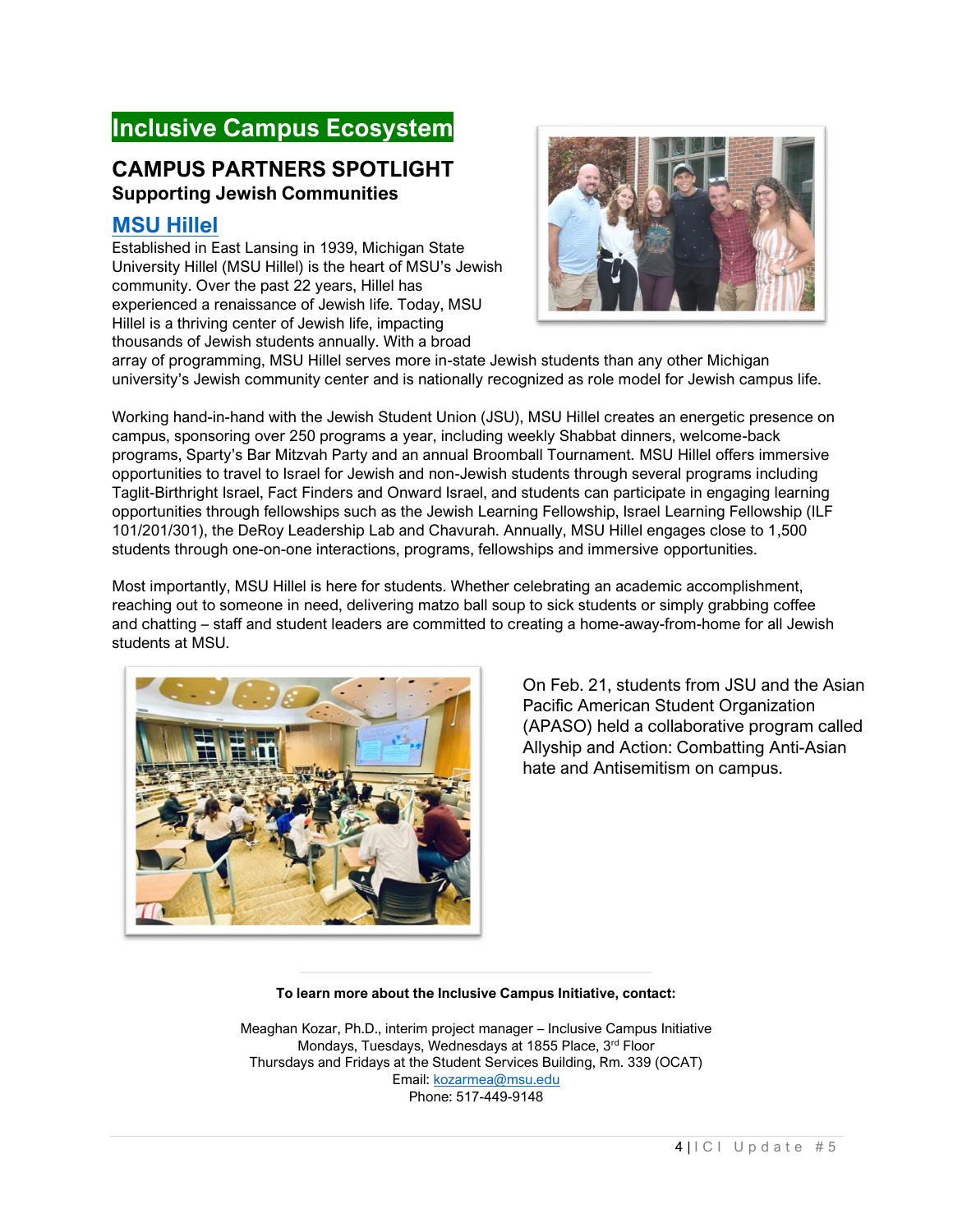# Inclusive Campus Ecosystem

## CAMPUS PARTNERS SPOTLIGHT

### Supporting Jewish Communities

### MSU Hillel

Established in East Lansing in 1939, Michigan State University Hillel (MSU Hillel) is the heart of MSU's Jewish community. Over the past 22 years, Hillel has experienced a renaissance of Jewish life. Today, MSU Hillel is a thriving center of Jewish life, impacting thousands of Jewish students annually. With a broad array of programming, MSU Hillel serves more in-state Jewish students than any other Michigan university's Jewish community center and is nationally recognized as role model for Jewish campus life.

Working hand-in-hand with the Jewish Student Union (JSU), MSU Hillel creates an energetic presence on campus, sponsoring over 250 programs a year, including weekly Shabbat dinners, welcome-back programs, Sparty's Bar Mitzvah Party and an annual Broomball Tournament. MSU Hillel offers immersive opportunities to travel to Israel for Jewish and non-Jewish students through several programs including Taglit-Birthright Israel, Fact Finders and Onward Israel, and students can participate in engaging learning opportunities through fellowships such as the Jewish Learning Fellowship, Israel Learning Fellowship (ILF 101/201/301), the DeRoy Leadership Lab and Chavurah. Annually, MSU Hillel engages close to 1,500 students through one-on-one interactions, programs, fellowships and immersive opportunities.

Most importantly, MSU Hillel is here for students. Whether celebrating an academic accomplishment, reaching out to someone in need, delivering matzo ball soup to sick students or simply grabbing coffee and chatting – staff and student leaders are committed to creating a home-away-from-home for all Jewish students at MSU.

On Feb. 21, students from JSU and the Asian Pacific American Student Organization (APASO) held a collaborative program called Allyship and Action: Combatting Anti-Asian hate and Antisemitism on campus.

---

**To learn more about the Inclusive Campus Initiative, contact:**

Meaghan Kozar, Ph.D., interim project manager – Inclusive Campus Initiative
Mondays, Tuesdays, Wednesdays at 1855 Place, 3rd Floor
Thursdays and Fridays at the Student Services Building, Rm. 339 (OCAT)
Email: kozarmea@msu.edu
Phone: 517-449-9148